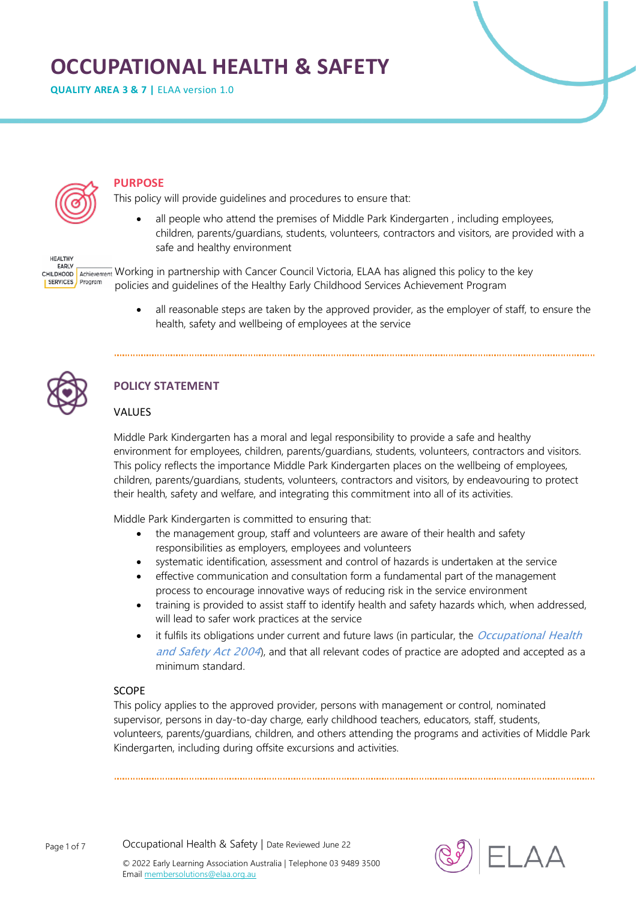# OCCUPATIONAL HEALTH & SAFETY

**QUALITY AREA 3 & 7 |** ELAA version 1.0

## PURPOSE

This policy will provide guidelines and procedures to ensure that:

- all people who attend the premises of Middle Park Kindergarten , including employees, children, parents/guardians, students, volunteers, contractors and visitors, are provided with a safe and healthy environment

Working in partnership with Cancer Council Victoria, ELAA has aligned this policy to the key policies and guidelines of the Healthy Early Childhood Services Achievement Program

- all reasonable steps are taken by the approved provider, as the employer of staff, to ensure the health, safety and wellbeing of employees at the service

## POLICY STATEMENT

### VALUES

Middle Park Kindergarten has a moral and legal responsibility to provide a safe and healthy environment for employees, children, parents/guardians, students, volunteers, contractors and visitors. This policy reflects the importance Middle Park Kindergarten places on the wellbeing of employees, children, parents/guardians, students, volunteers, contractors and visitors, by endeavouring to protect their health, safety and welfare, and integrating this commitment into all of its activities.

Middle Park Kindergarten is committed to ensuring that:

- the management group, staff and volunteers are aware of their health and safety responsibilities as employers, employees and volunteers
- systematic identification, assessment and control of hazards is undertaken at the service
- effective communication and consultation form a fundamental part of the management process to encourage innovative ways of reducing risk in the service environment
- training is provided to assist staff to identify health and safety hazards which, when addressed, will lead to safer work practices at the service
- it fulfils its obligations under current and future laws (in particular, the *Occupational Health and Safety Act 2004*), and that all relevant codes of practice are adopted and accepted as a minimum standard.

### SCOPE

This policy applies to the approved provider, persons with management or control, nominated supervisor, persons in day-to-day charge, early childhood teachers, educators, staff, students, volunteers, parents/guardians, children, and others attending the programs and activities of Middle Park Kindergarten, including during offsite excursions and activities.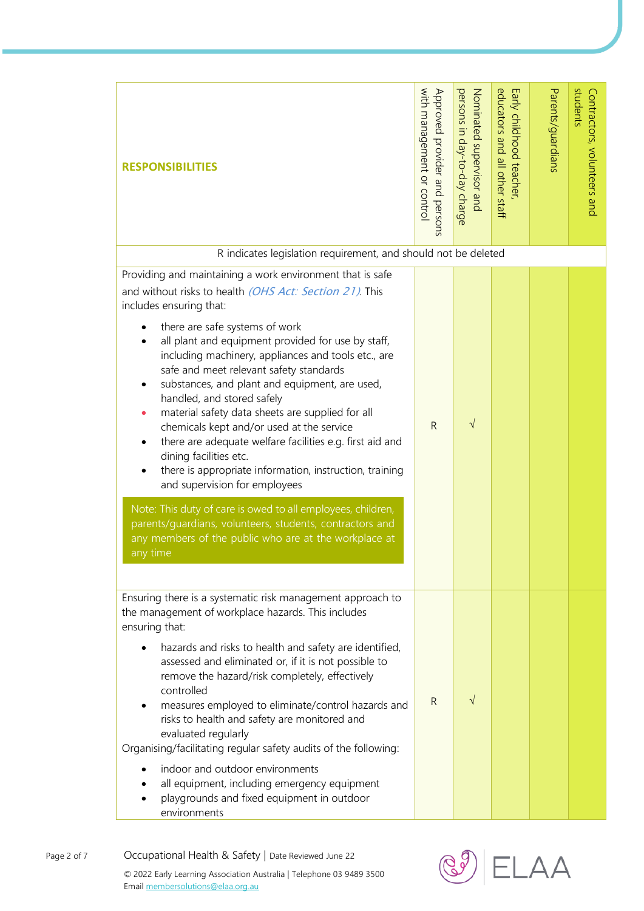| RESPONSIBILITIES | Approved provider and persons with management or control | Nominated supervisor and persons in day-to-day charge | Early childhood teacher, educators and all other staff | Parents/guardians | Contractors, volunteers and students |
|---|---|---|---|---|---|
| R indicates legislation requirement, and should not be deleted | | | | | |
| Providing and maintaining a work environment that is safe and without risks to health *(OHS Act: Section 21)*. This includes ensuring that:<br>• there are safe systems of work<br>• all plant and equipment provided for use by staff, including machinery, appliances and tools etc., are safe and meet relevant safety standards<br>• substances, and plant and equipment, are used, handled, and stored safely<br>• material safety data sheets are supplied for all chemicals kept and/or used at the service<br>• there are adequate welfare facilities e.g. first aid and dining facilities etc.<br>• there is appropriate information, instruction, training and supervision for employees<br><br>Note: This duty of care is owed to all employees, children, parents/guardians, volunteers, students, contractors and any members of the public who are at the workplace at any time | R | √ | | | |
| Ensuring there is a systematic risk management approach to the management of workplace hazards. This includes ensuring that:<br>• hazards and risks to health and safety are identified, assessed and eliminated or, if it is not possible to remove the hazard/risk completely, effectively controlled<br>• measures employed to eliminate/control hazards and risks to health and safety are monitored and evaluated regularly<br>Organising/facilitating regular safety audits of the following:<br>• indoor and outdoor environments<br>• all equipment, including emergency equipment<br>• playgrounds and fixed equipment in outdoor environments | R | √ | | | |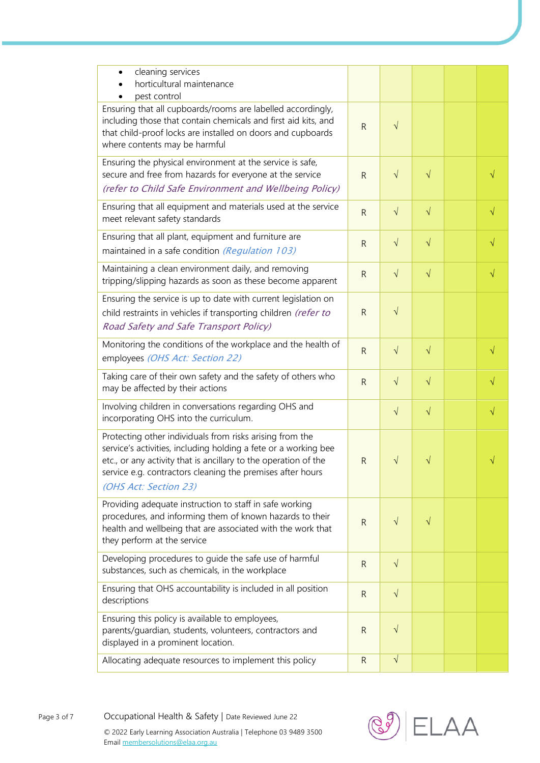| | | | | | |
|---|---|---|---|---|---|
| • cleaning services<br>• horticultural maintenance<br>• pest control | | | | | |
| Ensuring that all cupboards/rooms are labelled accordingly, including those that contain chemicals and first aid kits, and that child-proof locks are installed on doors and cupboards where contents may be harmful | R | √ | | | |
| Ensuring the physical environment at the service is safe, secure and free from hazards for everyone at the service *(refer to Child Safe Environment and Wellbeing Policy)* | R | √ | √ | | √ |
| Ensuring that all equipment and materials used at the service meet relevant safety standards | R | √ | √ | | √ |
| Ensuring that all plant, equipment and furniture are maintained in a safe condition *(Regulation 103)* | R | √ | √ | | √ |
| Maintaining a clean environment daily, and removing tripping/slipping hazards as soon as these become apparent | R | √ | √ | | √ |
| Ensuring the service is up to date with current legislation on child restraints in vehicles if transporting children *(refer to Road Safety and Safe Transport Policy)* | R | √ | | | |
| Monitoring the conditions of the workplace and the health of employees *(OHS Act: Section 22)* | R | √ | √ | | √ |
| Taking care of their own safety and the safety of others who may be affected by their actions | R | √ | √ | | √ |
| Involving children in conversations regarding OHS and incorporating OHS into the curriculum. | | √ | √ | | √ |
| Protecting other individuals from risks arising from the service's activities, including holding a fete or a working bee etc., or any activity that is ancillary to the operation of the service e.g. contractors cleaning the premises after hours *(OHS Act: Section 23)* | R | √ | √ | | √ |
| Providing adequate instruction to staff in safe working procedures, and informing them of known hazards to their health and wellbeing that are associated with the work that they perform at the service | R | √ | √ | | |
| Developing procedures to guide the safe use of harmful substances, such as chemicals, in the workplace | R | √ | | | |
| Ensuring that OHS accountability is included in all position descriptions | R | √ | | | |
| Ensuring this policy is available to employees, parents/guardian, students, volunteers, contractors and displayed in a prominent location. | R | √ | | | |
| Allocating adequate resources to implement this policy | R | √ | | | |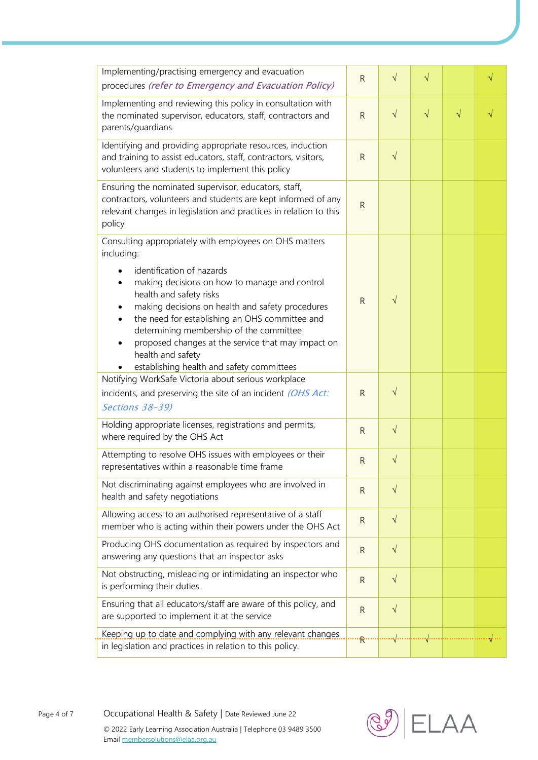| | | | | | |
|---|---|---|---|---|---|
| Implementing/practising emergency and evacuation procedures *(refer to Emergency and Evacuation Policy)* | R | √ | √ | | √ |
| Implementing and reviewing this policy in consultation with the nominated supervisor, educators, staff, contractors and parents/guardians | R | √ | √ | √ | √ |
| Identifying and providing appropriate resources, induction and training to assist educators, staff, contractors, visitors, volunteers and students to implement this policy | R | √ | | | |
| Ensuring the nominated supervisor, educators, staff, contractors, volunteers and students are kept informed of any relevant changes in legislation and practices in relation to this policy | R | | | | |
| Consulting appropriately with employees on OHS matters including:<br>• identification of hazards<br>• making decisions on how to manage and control health and safety risks<br>• making decisions on health and safety procedures<br>• the need for establishing an OHS committee and determining membership of the committee<br>• proposed changes at the service that may impact on health and safety<br>• establishing health and safety committees | R | √ | | | |
| Notifying WorkSafe Victoria about serious workplace incidents, and preserving the site of an incident *(OHS Act: Sections 38–39)* | R | √ | | | |
| Holding appropriate licenses, registrations and permits, where required by the OHS Act | R | √ | | | |
| Attempting to resolve OHS issues with employees or their representatives within a reasonable time frame | R | √ | | | |
| Not discriminating against employees who are involved in health and safety negotiations | R | √ | | | |
| Allowing access to an authorised representative of a staff member who is acting within their powers under the OHS Act | R | √ | | | |
| Producing OHS documentation as required by inspectors and answering any questions that an inspector asks | R | √ | | | |
| Not obstructing, misleading or intimidating an inspector who is performing their duties. | R | √ | | | |
| Ensuring that all educators/staff are aware of this policy, and are supported to implement it at the service | R | √ | | | |
| Keeping up to date and complying with any relevant changes in legislation and practices in relation to this policy. | R | √ | √ | | √ |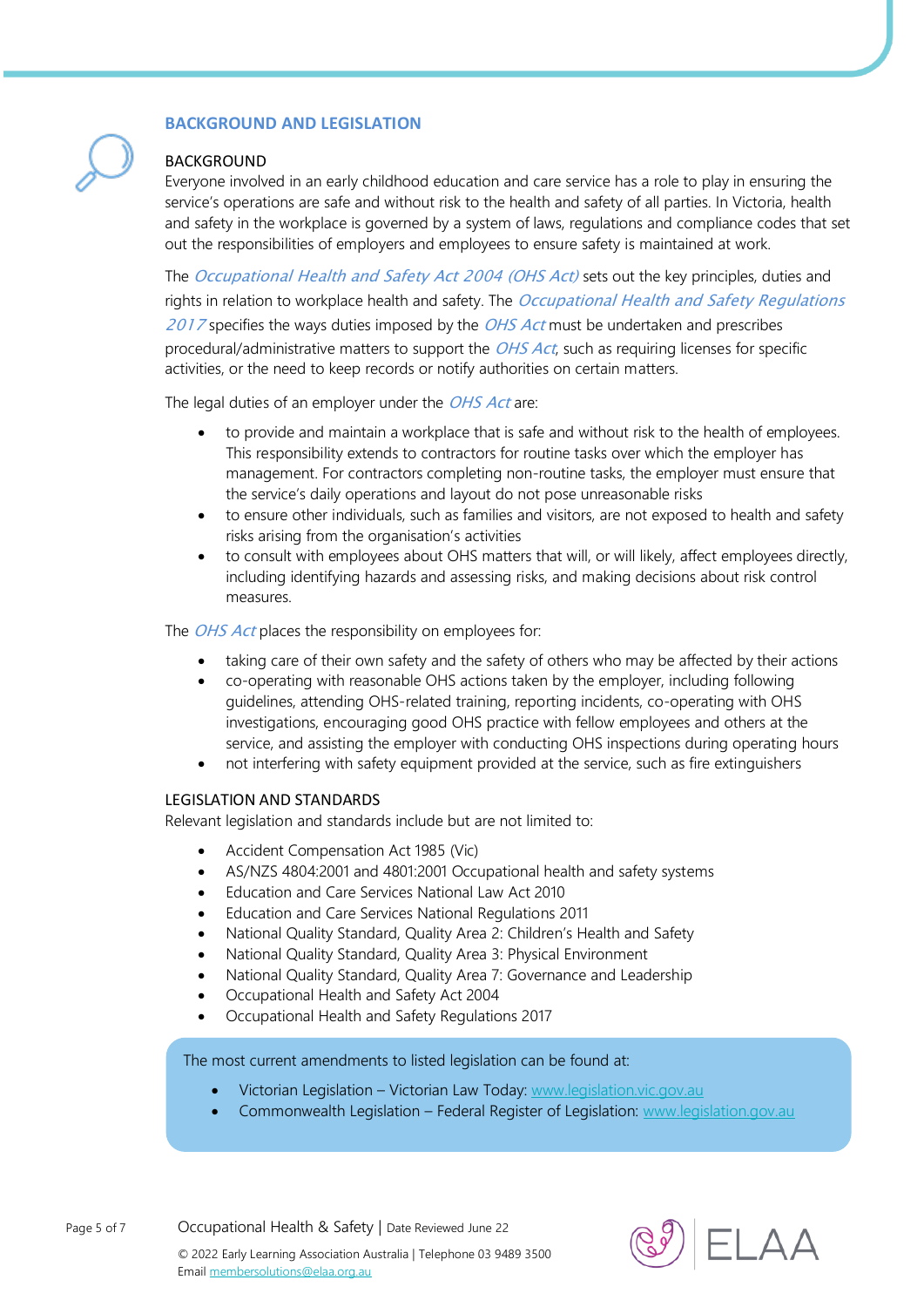## BACKGROUND AND LEGISLATION

### BACKGROUND

Everyone involved in an early childhood education and care service has a role to play in ensuring the service's operations are safe and without risk to the health and safety of all parties. In Victoria, health and safety in the workplace is governed by a system of laws, regulations and compliance codes that set out the responsibilities of employers and employees to ensure safety is maintained at work.

The *Occupational Health and Safety Act 2004 (OHS Act)* sets out the key principles, duties and rights in relation to workplace health and safety. The *Occupational Health and Safety Regulations 2017* specifies the ways duties imposed by the *OHS Act* must be undertaken and prescribes procedural/administrative matters to support the *OHS Act*, such as requiring licenses for specific activities, or the need to keep records or notify authorities on certain matters.

The legal duties of an employer under the *OHS Act* are:

- to provide and maintain a workplace that is safe and without risk to the health of employees. This responsibility extends to contractors for routine tasks over which the employer has management. For contractors completing non-routine tasks, the employer must ensure that the service's daily operations and layout do not pose unreasonable risks
- to ensure other individuals, such as families and visitors, are not exposed to health and safety risks arising from the organisation's activities
- to consult with employees about OHS matters that will, or will likely, affect employees directly, including identifying hazards and assessing risks, and making decisions about risk control measures.

The *OHS Act* places the responsibility on employees for:

- taking care of their own safety and the safety of others who may be affected by their actions
- co-operating with reasonable OHS actions taken by the employer, including following guidelines, attending OHS-related training, reporting incidents, co-operating with OHS investigations, encouraging good OHS practice with fellow employees and others at the service, and assisting the employer with conducting OHS inspections during operating hours
- not interfering with safety equipment provided at the service, such as fire extinguishers

### LEGISLATION AND STANDARDS

Relevant legislation and standards include but are not limited to:

- Accident Compensation Act 1985 (Vic)
- AS/NZS 4804:2001 and 4801:2001 Occupational health and safety systems
- Education and Care Services National Law Act 2010
- Education and Care Services National Regulations 2011
- National Quality Standard, Quality Area 2: Children's Health and Safety
- National Quality Standard, Quality Area 3: Physical Environment
- National Quality Standard, Quality Area 7: Governance and Leadership
- Occupational Health and Safety Act 2004
- Occupational Health and Safety Regulations 2017

The most current amendments to listed legislation can be found at:

- Victorian Legislation – Victorian Law Today: www.legislation.vic.gov.au
- Commonwealth Legislation – Federal Register of Legislation: www.legislation.gov.au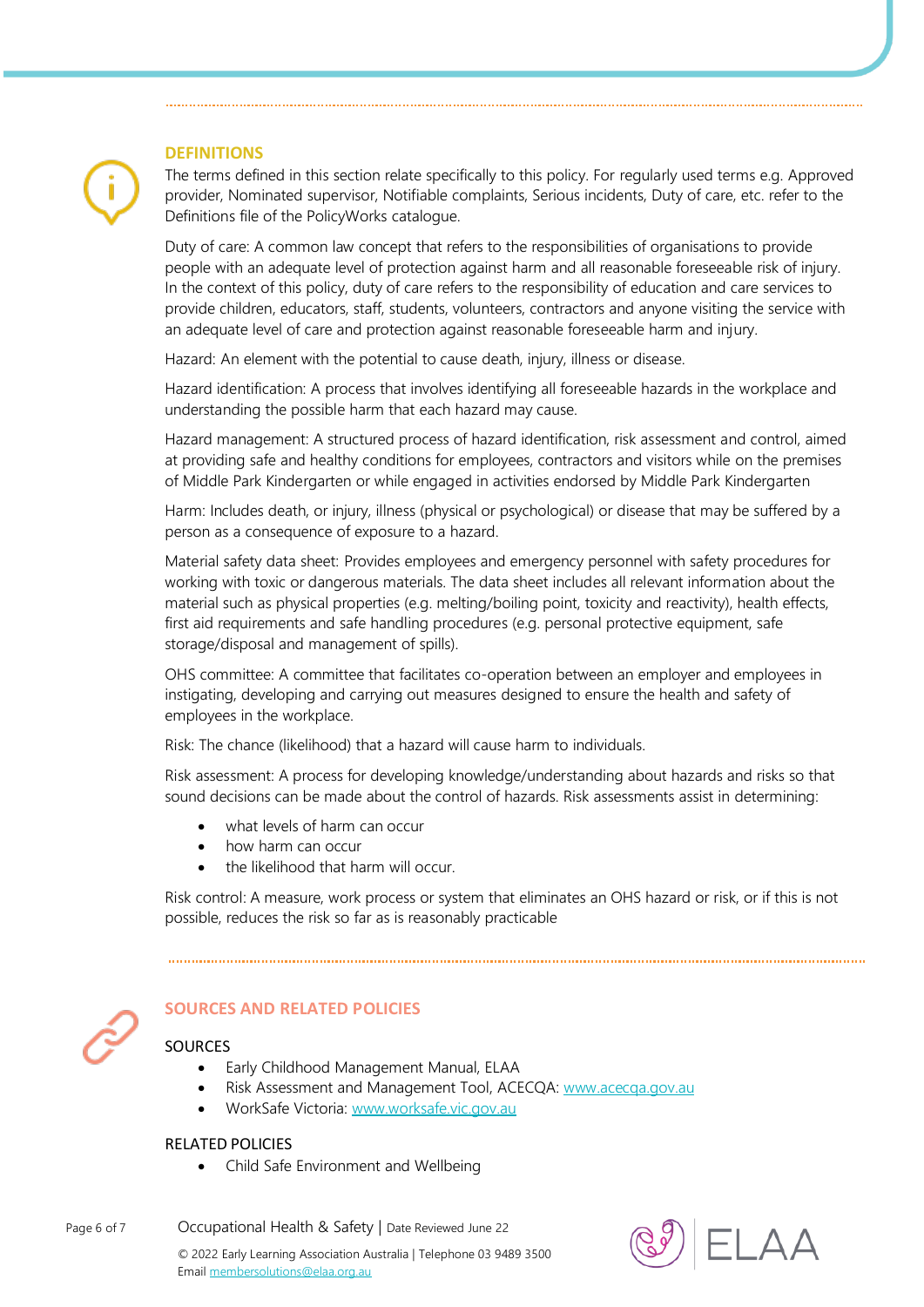## DEFINITIONS

The terms defined in this section relate specifically to this policy. For regularly used terms e.g. Approved provider, Nominated supervisor, Notifiable complaints, Serious incidents, Duty of care, etc. refer to the Definitions file of the PolicyWorks catalogue.

Duty of care: A common law concept that refers to the responsibilities of organisations to provide people with an adequate level of protection against harm and all reasonable foreseeable risk of injury. In the context of this policy, duty of care refers to the responsibility of education and care services to provide children, educators, staff, students, volunteers, contractors and anyone visiting the service with an adequate level of care and protection against reasonable foreseeable harm and injury.

Hazard: An element with the potential to cause death, injury, illness or disease.

Hazard identification: A process that involves identifying all foreseeable hazards in the workplace and understanding the possible harm that each hazard may cause.

Hazard management: A structured process of hazard identification, risk assessment and control, aimed at providing safe and healthy conditions for employees, contractors and visitors while on the premises of Middle Park Kindergarten or while engaged in activities endorsed by Middle Park Kindergarten

Harm: Includes death, or injury, illness (physical or psychological) or disease that may be suffered by a person as a consequence of exposure to a hazard.

Material safety data sheet: Provides employees and emergency personnel with safety procedures for working with toxic or dangerous materials. The data sheet includes all relevant information about the material such as physical properties (e.g. melting/boiling point, toxicity and reactivity), health effects, first aid requirements and safe handling procedures (e.g. personal protective equipment, safe storage/disposal and management of spills).

OHS committee: A committee that facilitates co-operation between an employer and employees in instigating, developing and carrying out measures designed to ensure the health and safety of employees in the workplace.

Risk: The chance (likelihood) that a hazard will cause harm to individuals.

Risk assessment: A process for developing knowledge/understanding about hazards and risks so that sound decisions can be made about the control of hazards. Risk assessments assist in determining:

- what levels of harm can occur
- how harm can occur
- the likelihood that harm will occur.

Risk control: A measure, work process or system that eliminates an OHS hazard or risk, or if this is not possible, reduces the risk so far as is reasonably practicable

## SOURCES AND RELATED POLICIES

### SOURCES

- Early Childhood Management Manual, ELAA
- Risk Assessment and Management Tool, ACECQA: www.acecqa.gov.au
- WorkSafe Victoria: www.worksafe.vic.gov.au

### RELATED POLICIES

- Child Safe Environment and Wellbeing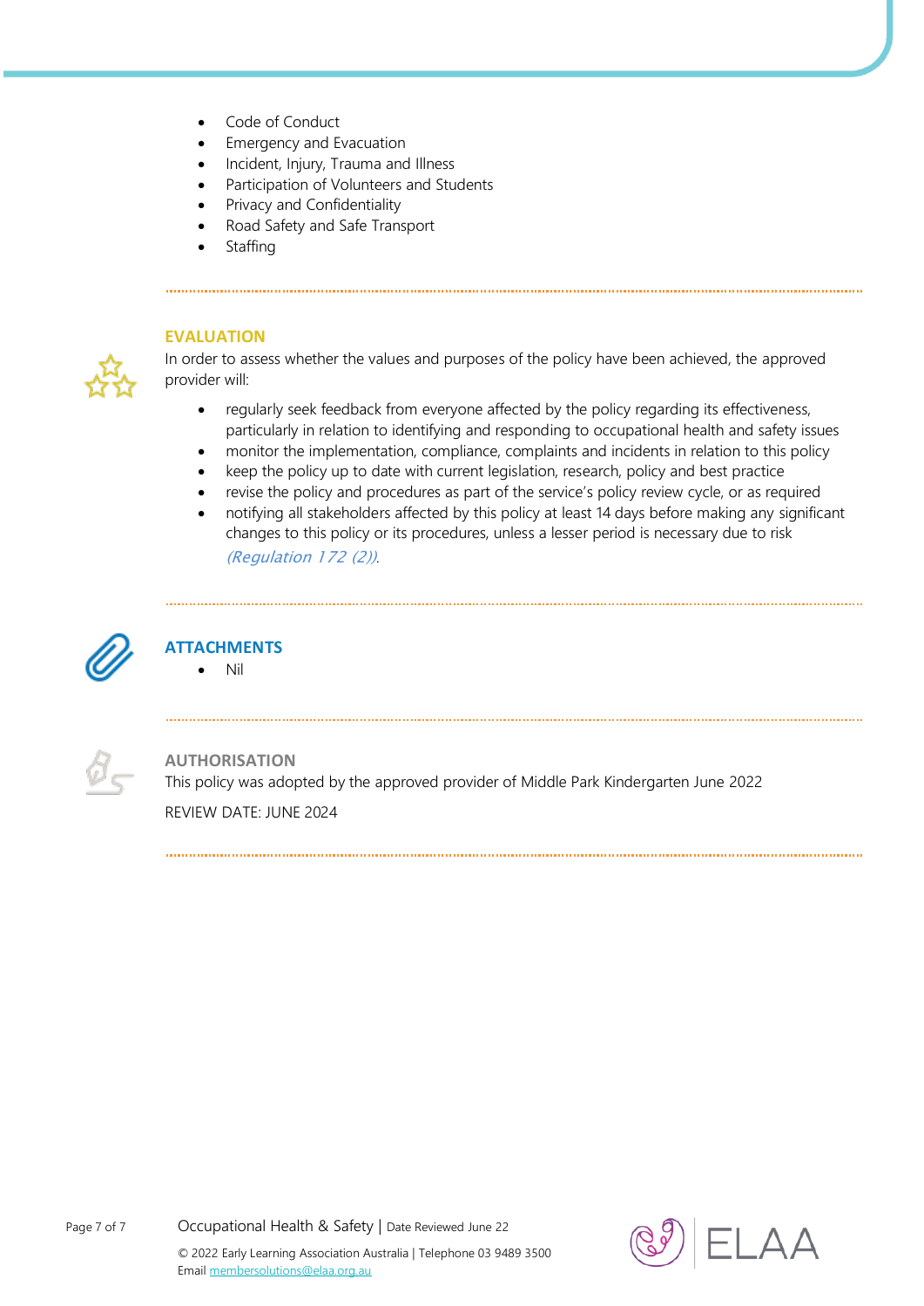- Code of Conduct
- Emergency and Evacuation
- Incident, Injury, Trauma and Illness
- Participation of Volunteers and Students
- Privacy and Confidentiality
- Road Safety and Safe Transport
- Staffing

## EVALUATION

In order to assess whether the values and purposes of the policy have been achieved, the approved provider will:

- regularly seek feedback from everyone affected by the policy regarding its effectiveness, particularly in relation to identifying and responding to occupational health and safety issues
- monitor the implementation, compliance, complaints and incidents in relation to this policy
- keep the policy up to date with current legislation, research, policy and best practice
- revise the policy and procedures as part of the service's policy review cycle, or as required
- notifying all stakeholders affected by this policy at least 14 days before making any significant changes to this policy or its procedures, unless a lesser period is necessary due to risk *(Regulation 172 (2))*.

## ATTACHMENTS

- Nil

## AUTHORISATION

This policy was adopted by the approved provider of Middle Park Kindergarten June 2022

REVIEW DATE: JUNE 2024